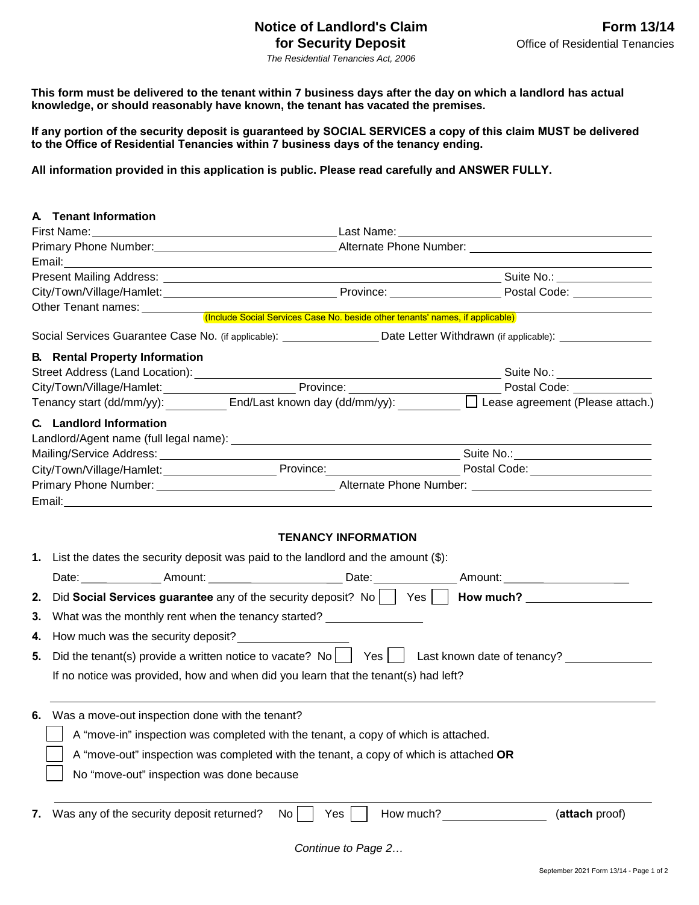# Notice of Landlord's Claim for Security Deposit

*The Residential Tenancies Act, 2006*

**Form 13/14**
Office of Residential Tenancies

**This form must be delivered to the tenant within 7 business days after the day on which a landlord has actual knowledge, or should reasonably have known, the tenant has vacated the premises.**

**If any portion of the security deposit is guaranteed by SOCIAL SERVICES a copy of this claim MUST be delivered to the Office of Residential Tenancies within 7 business days of the tenancy ending.**

**All information provided in this application is public. Please read carefully and ANSWER FULLY.**

## A. Tenant Information

First Name: ______________________ Last Name: ______________________

Primary Phone Number: ______________________ Alternate Phone Number: ______________________

Email: ______________________

Present Mailing Address: ______________________ Suite No.: __________

City/Town/Village/Hamlet: ______________________ Province: __________ Postal Code: __________

Other Tenant names: ______________________
(Include Social Services Case No. beside other tenants' names, if applicable)

Social Services Guarantee Case No. (if applicable): __________ Date Letter Withdrawn (if applicable): __________

## B. Rental Property Information

Street Address (Land Location): ______________________ Suite No.: __________

City/Town/Village/Hamlet: ______________________ Province: __________ Postal Code: __________

Tenancy start (dd/mm/yy): __________ End/Last known day (dd/mm/yy): __________ ☐ Lease agreement (Please attach.)

## C. Landlord Information

Landlord/Agent name (full legal name): ______________________

Mailing/Service Address: ______________________ Suite No.: __________

City/Town/Village/Hamlet: ______________________ Province: __________ Postal Code: __________

Primary Phone Number: ______________________ Alternate Phone Number: ______________________

Email: ______________________

## TENANCY INFORMATION

**1.** List the dates the security deposit was paid to the landlord and the amount ($):

Date: __________ Amount: __________ Date: __________ Amount: __________

**2.** Did **Social Services guarantee** any of the security deposit? No ☐ Yes ☐ **How much?** __________

**3.** What was the monthly rent when the tenancy started? __________

**4.** How much was the security deposit? __________

**5.** Did the tenant(s) provide a written notice to vacate? No ☐ Yes ☐ Last known date of tenancy? __________

If no notice was provided, how and when did you learn that the tenant(s) had left?

______________________

**6.** Was a move-out inspection done with the tenant?

☐ A "move-in" inspection was completed with the tenant, a copy of which is attached.

☐ A "move-out" inspection was completed with the tenant, a copy of which is attached **OR**

☐ No "move-out" inspection was done because

______________________

**7.** Was any of the security deposit returned? No ☐ Yes ☐ How much? __________ (**attach** proof)

*Continue to Page 2…*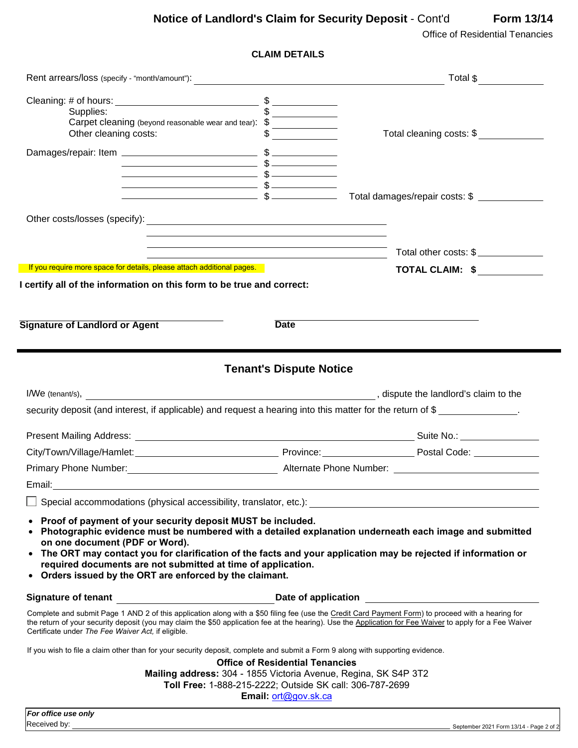# Notice of Landlord's Claim for Security Deposit - Cont'd

**Form 13/14**

Office of Residential Tenancies

**CLAIM DETAILS**

Rent arrears/loss (specify - "month/amount"): ____________________ Total $ __________

Cleaning: # of hours: ____________________ $ __________

Supplies: $ __________

Carpet cleaning (beyond reasonable wear and tear): $ __________

Other cleaning costs: $ __________ Total cleaning costs: $ __________

Damages/repair: Item ____________________ $ __________

____________________ $ __________

____________________ $ __________

____________________ $ __________

____________________ $ __________ Total damages/repair costs: $ __________

Other costs/losses (specify): ____________________

____________________

____________________ Total other costs: $ __________

If you require more space for details, please attach additional pages.

**TOTAL CLAIM: $** __________

**I certify all of the information on this form to be true and correct:**

**Signature of Landlord or Agent** ____________________ **Date** ____________________

---

## Tenant's Dispute Notice

I/We (tenant/s), ____________________, dispute the landlord's claim to the security deposit (and interest, if applicable) and request a hearing into this matter for the return of $ __________.

Present Mailing Address: ____________________ Suite No.: __________

City/Town/Village/Hamlet: ____________________ Province: __________ Postal Code: __________

Primary Phone Number: ____________________ Alternate Phone Number: ____________________

Email: ____________________

☐ Special accommodations (physical accessibility, translator, etc.): ____________________

- **Proof of payment of your security deposit MUST be included.**
- **Photographic evidence must be numbered with a detailed explanation underneath each image and submitted on one document (PDF or Word).**
- **The ORT may contact you for clarification of the facts and your application may be rejected if information or required documents are not submitted at time of application.**
- **Orders issued by the ORT are enforced by the claimant.**

**Signature of tenant** ____________________ **Date of application** ____________________

Complete and submit Page 1 AND 2 of this application along with a $50 filing fee (use the Credit Card Payment Form) to proceed with a hearing for the return of your security deposit (you may claim the $50 application fee at the hearing). Use the Application for Fee Waiver to apply for a Fee Waiver Certificate under *The Fee Waiver Act,* if eligible.

If you wish to file a claim other than for your security deposit, complete and submit a Form 9 along with supporting evidence.

**Office of Residential Tenancies**
**Mailing address:** 304 - 1855 Victoria Avenue, Regina, SK S4P 3T2
**Toll Free:** 1-888-215-2222; Outside SK call: 306-787-2699
**Email:** ort@gov.sk.ca

***For office use only***
Received by: ____________________

September 2021 Form 13/14